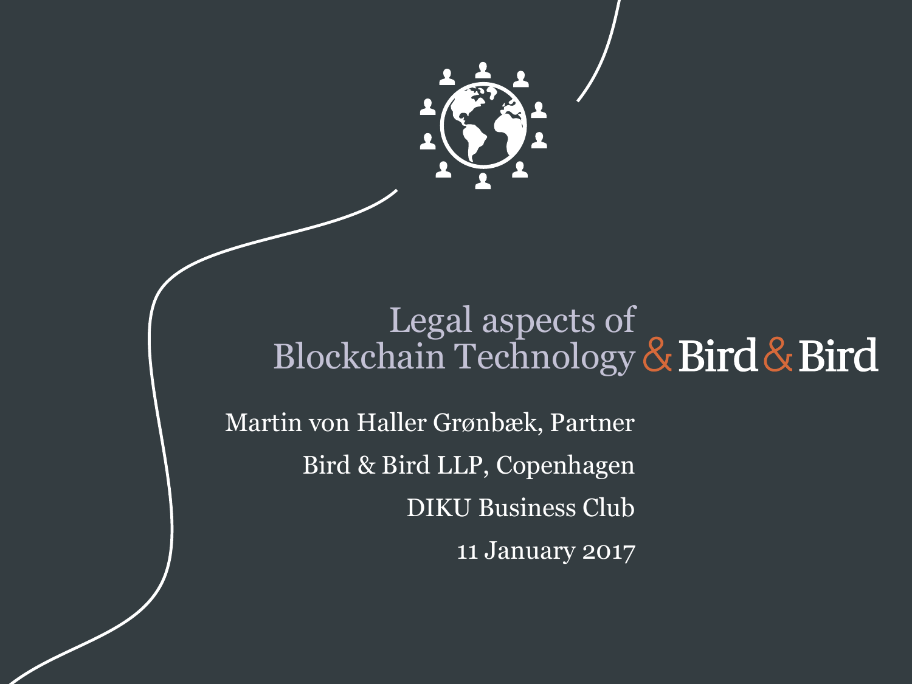# Legal aspects of Blockchain Technology

Bird & Bird

Martin von Haller Grønbæk, Partner

Bird & Bird LLP, Copenhagen

DIKU Business Club

11 January 2017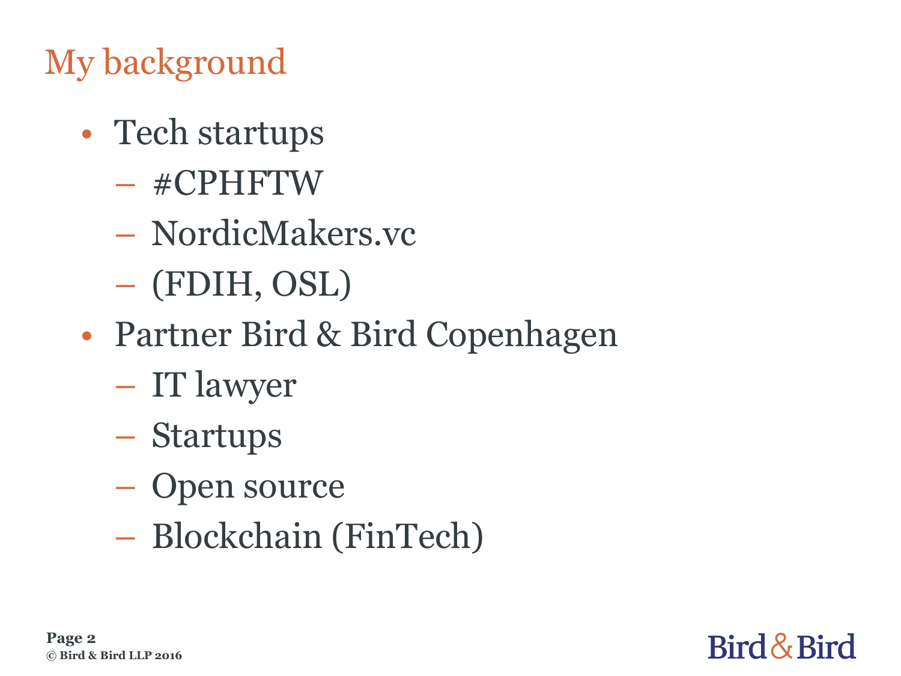# My background

- Tech startups
  - #CPHFTW
  - NordicMakers.vc
  - (FDIH, OSL)
- Partner Bird & Bird Copenhagen
  - IT lawyer
  - Startups
  - Open source
  - Blockchain (FinTech)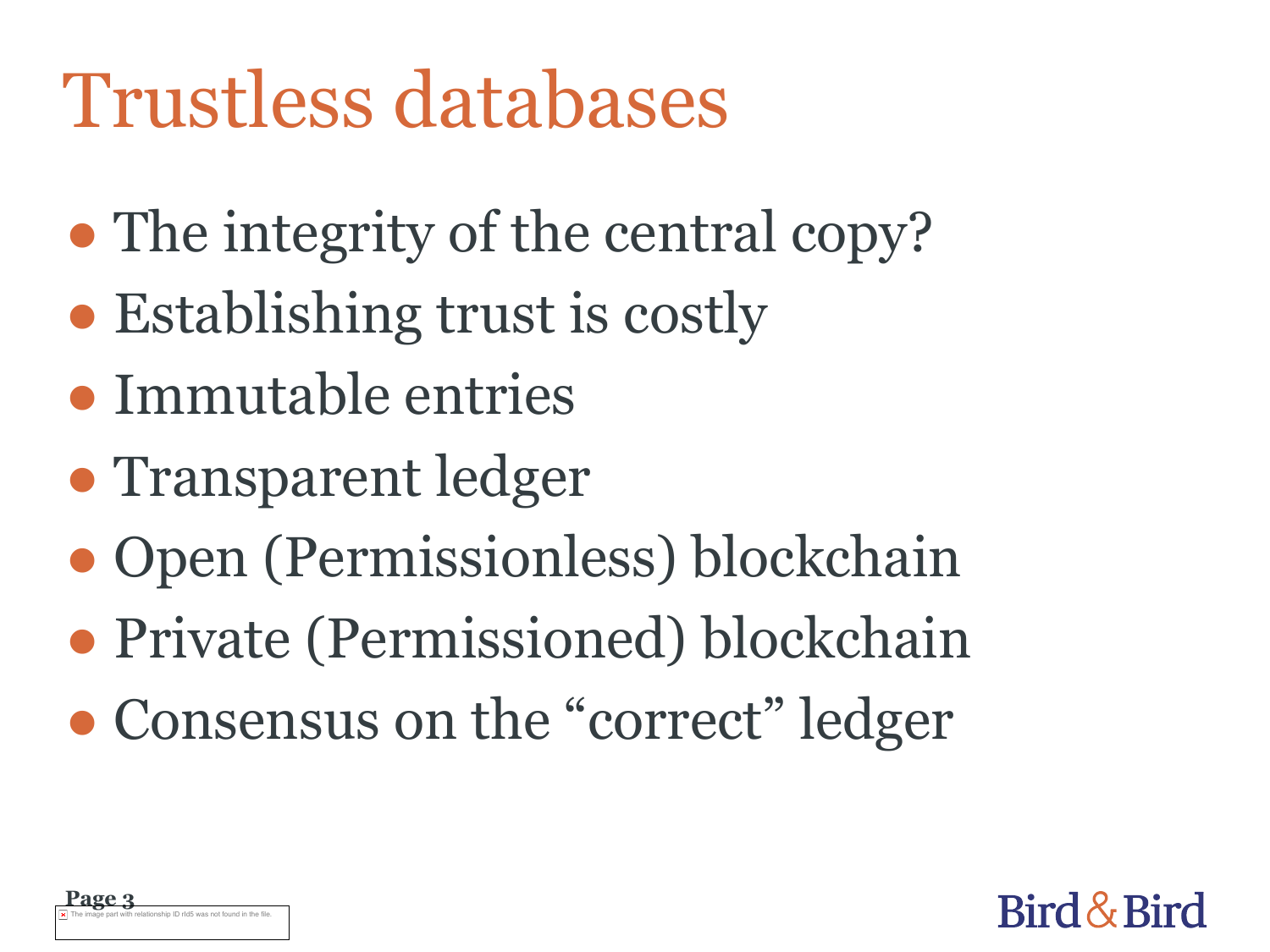# Trustless databases

- The integrity of the central copy?
- Establishing trust is costly
- Immutable entries
- Transparent ledger
- Open (Permissionless) blockchain
- Private (Permissioned) blockchain
- Consensus on the “correct” ledger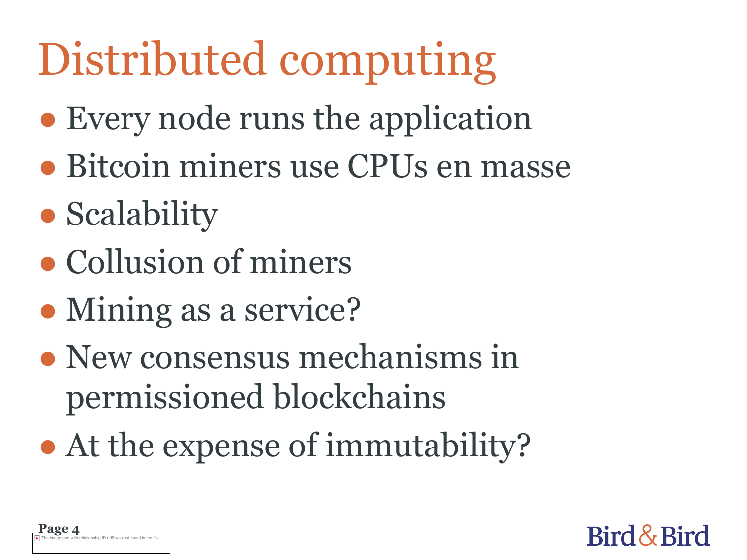# Distributed computing

- Every node runs the application
- Bitcoin miners use CPUs en masse
- Scalability
- Collusion of miners
- Mining as a service?
- New consensus mechanisms in permissioned blockchains
- At the expense of immutability?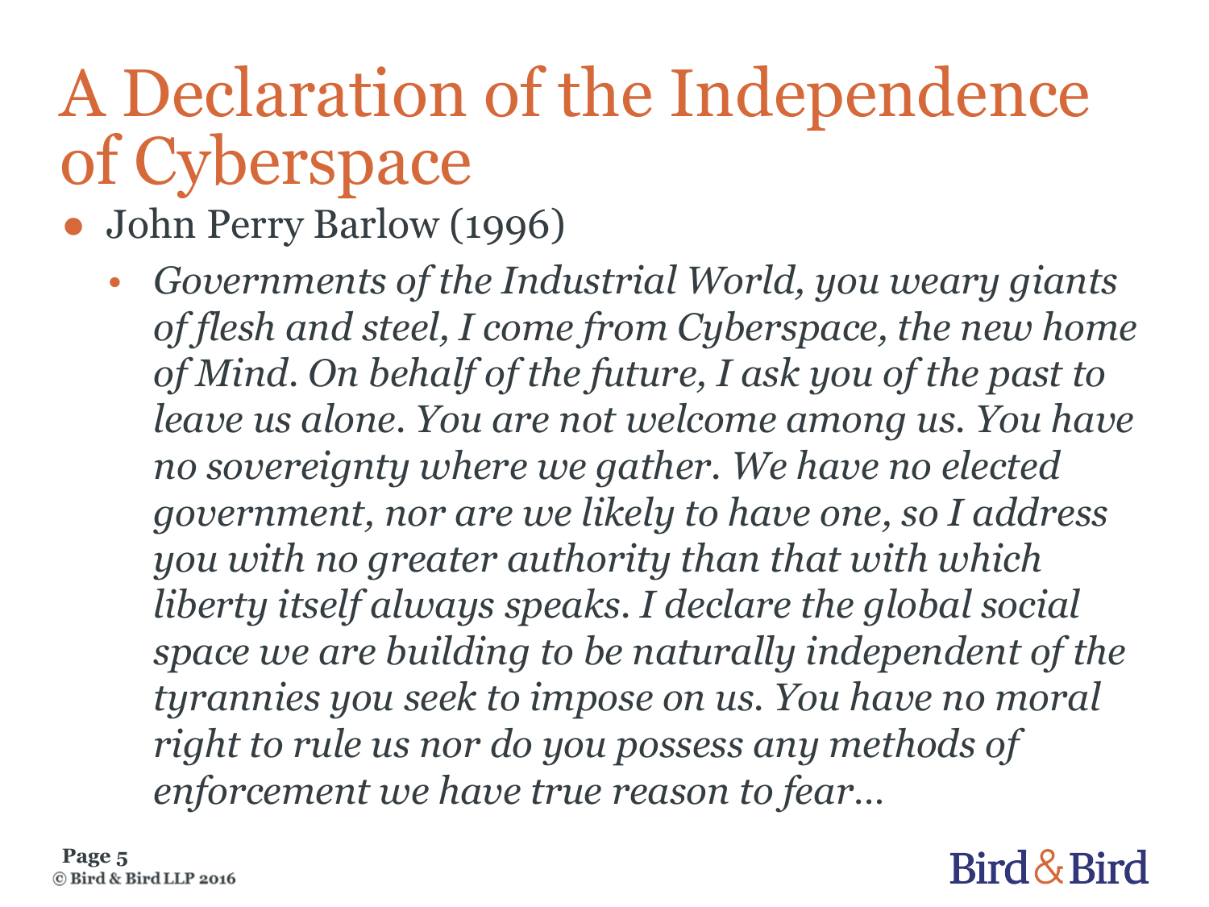# A Declaration of the Independence of Cyberspace

- John Perry Barlow (1996)
  - *Governments of the Industrial World, you weary giants of flesh and steel, I come from Cyberspace, the new home of Mind. On behalf of the future, I ask you of the past to leave us alone. You are not welcome among us. You have no sovereignty where we gather. We have no elected government, nor are we likely to have one, so I address you with no greater authority than that with which liberty itself always speaks. I declare the global social space we are building to be naturally independent of the tyrannies you seek to impose on us. You have no moral right to rule us nor do you possess any methods of enforcement we have true reason to fear…*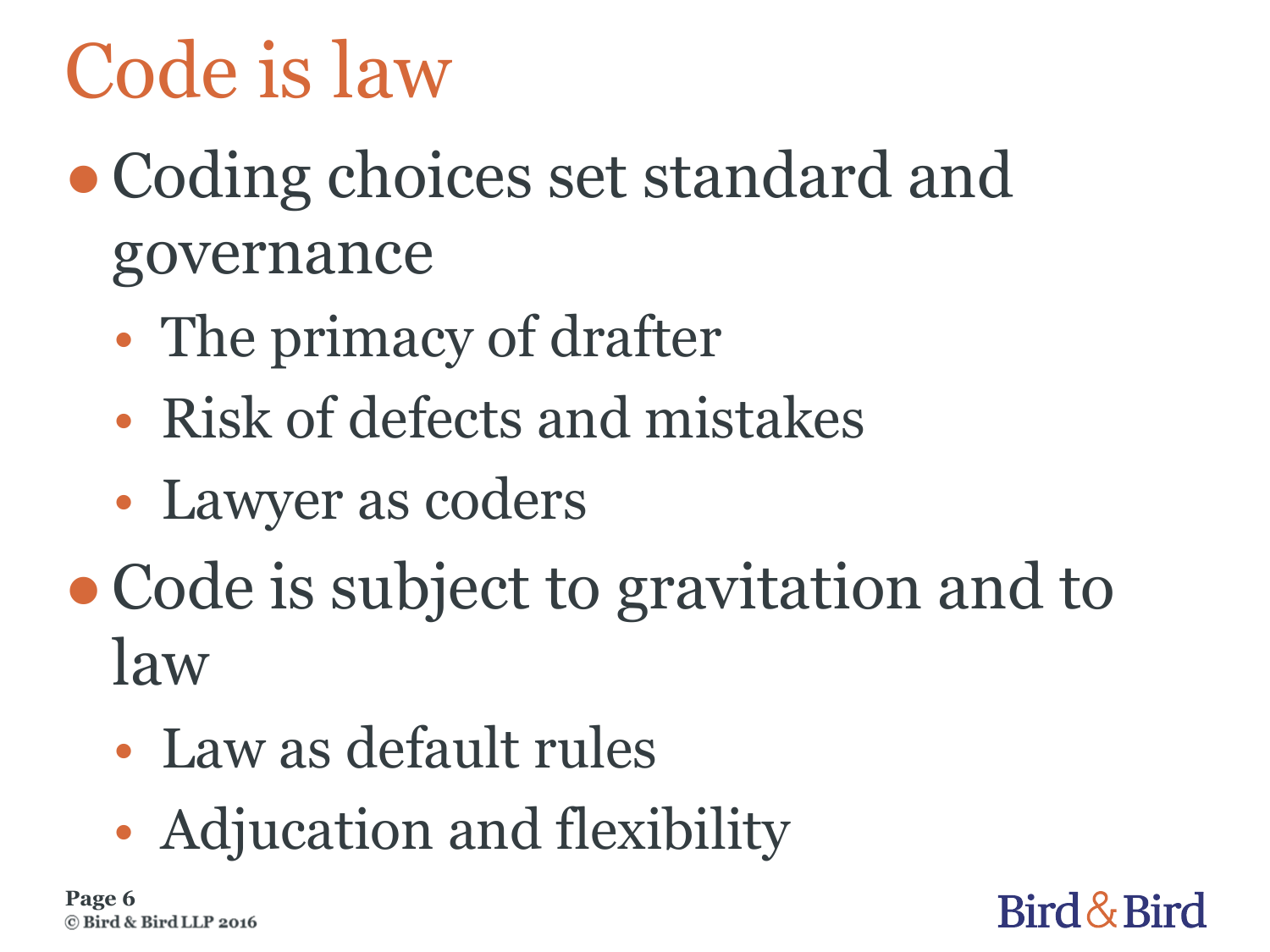# Code is law

- Coding choices set standard and governance
  - The primacy of drafter
  - Risk of defects and mistakes
  - Lawyer as coders
- Code is subject to gravitation and to law
  - Law as default rules
  - Adjucation and flexibility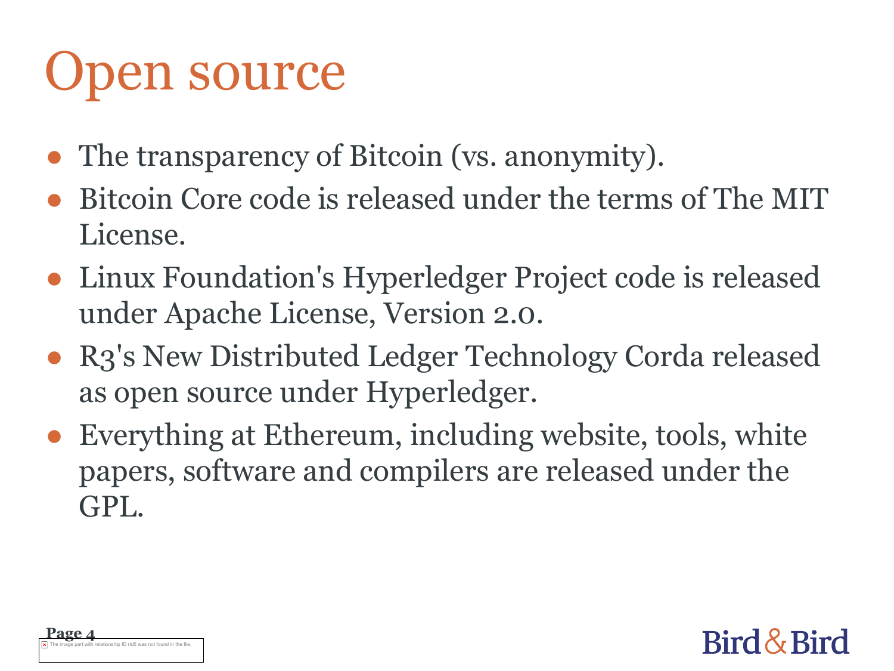# Open source

- The transparency of Bitcoin (vs. anonymity).
- Bitcoin Core code is released under the terms of The MIT License.
- Linux Foundation's Hyperledger Project code is released under Apache License, Version 2.0.
- R3's New Distributed Ledger Technology Corda released as open source under Hyperledger.
- Everything at Ethereum, including website, tools, white papers, software and compilers are released under the GPL.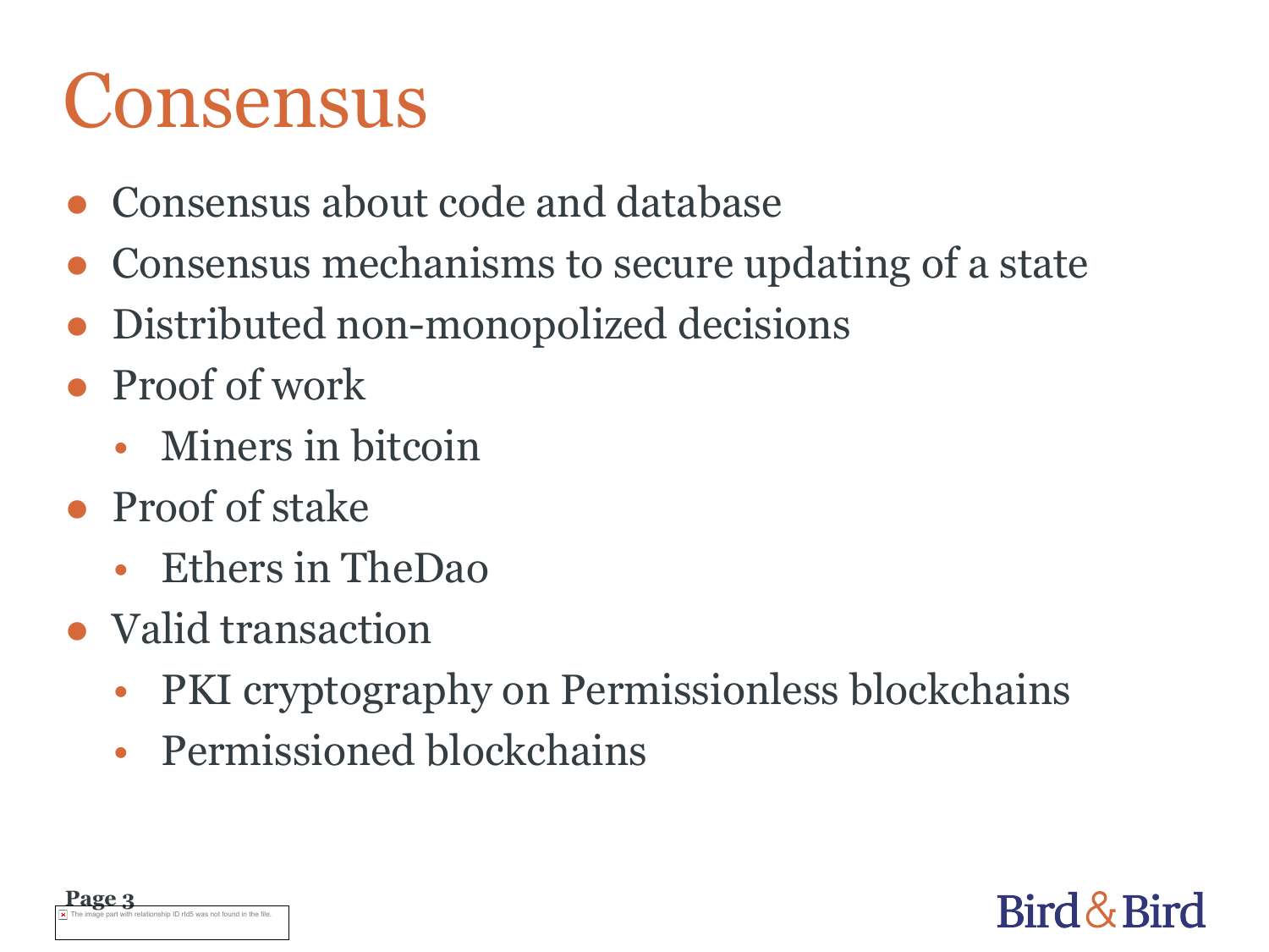# Consensus

- Consensus about code and database
- Consensus mechanisms to secure updating of a state
- Distributed non-monopolized decisions
- Proof of work
  - Miners in bitcoin
- Proof of stake
  - Ethers in TheDao
- Valid transaction
  - PKI cryptography on Permissionless blockchains
  - Permissioned blockchains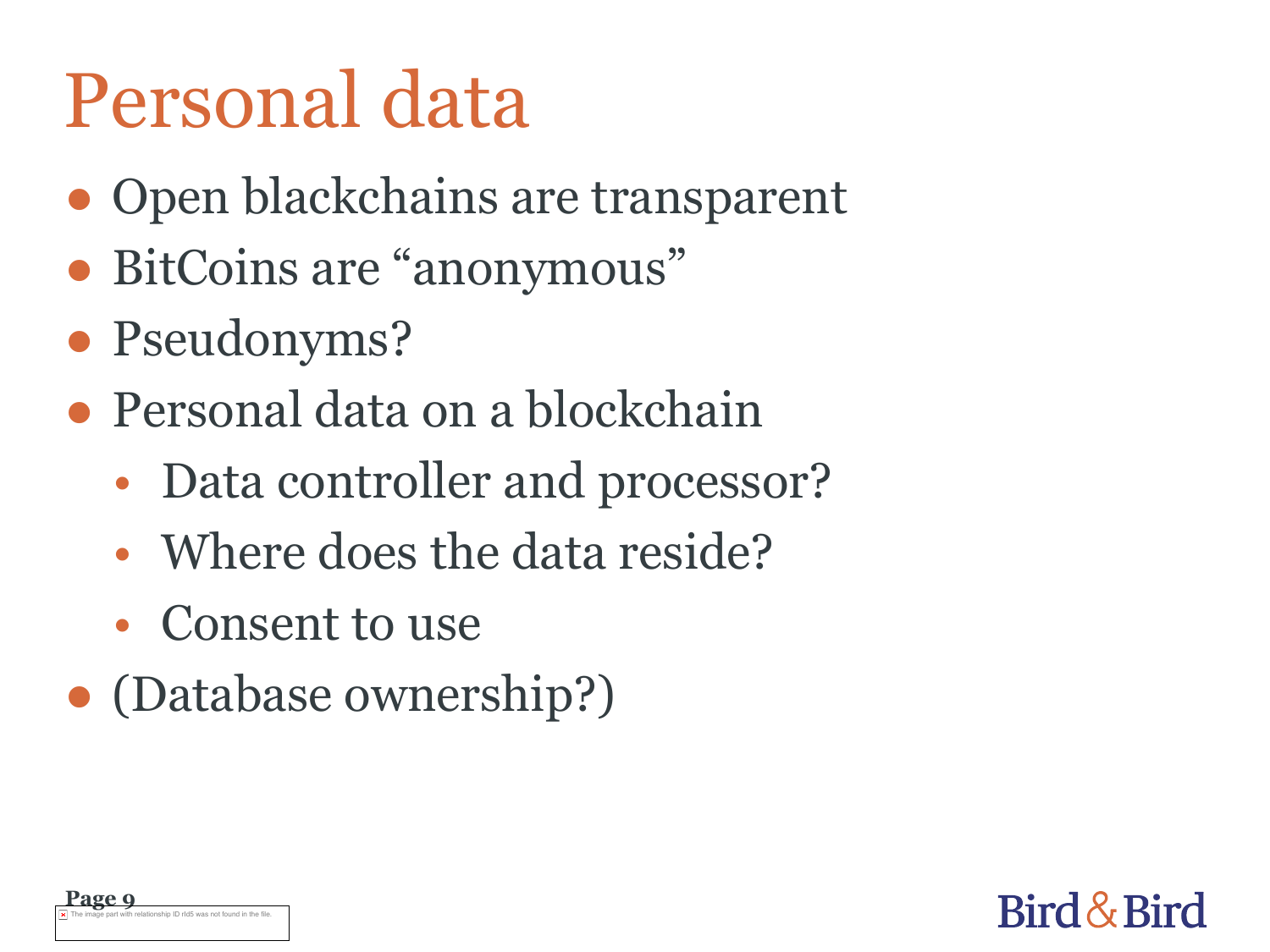# Personal data

- Open blackchains are transparent
- BitCoins are "anonymous"
- Pseudonyms?
- Personal data on a blockchain
  - Data controller and processor?
  - Where does the data reside?
  - Consent to use
- (Database ownership?)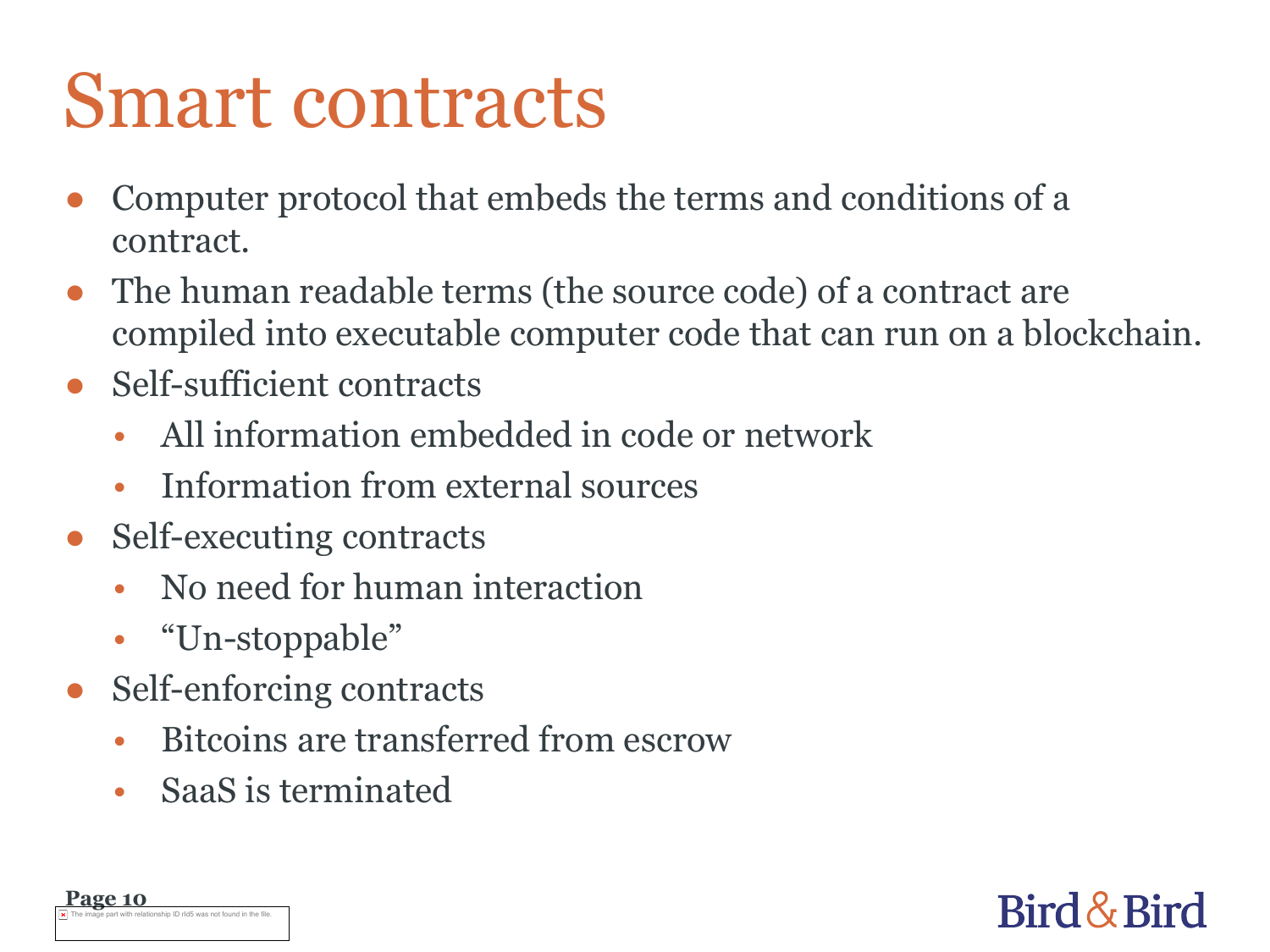# Smart contracts

- Computer protocol that embeds the terms and conditions of a contract.
- The human readable terms (the source code) of a contract are compiled into executable computer code that can run on a blockchain.
- Self-sufficient contracts
  - All information embedded in code or network
  - Information from external sources
- Self-executing contracts
  - No need for human interaction
  - "Un-stoppable"
- Self-enforcing contracts
  - Bitcoins are transferred from escrow
  - SaaS is terminated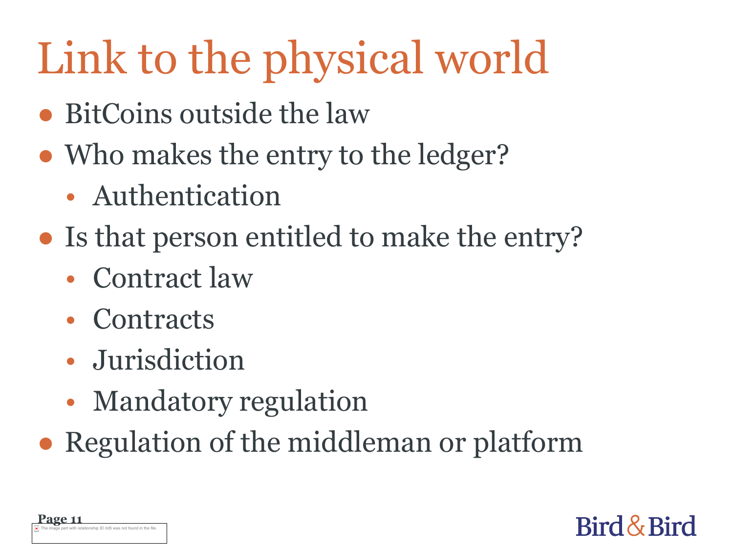# Link to the physical world

- BitCoins outside the law
- Who makes the entry to the ledger?
  - Authentication
- Is that person entitled to make the entry?
  - Contract law
  - Contracts
  - Jurisdiction
  - Mandatory regulation
- Regulation of the middleman or platform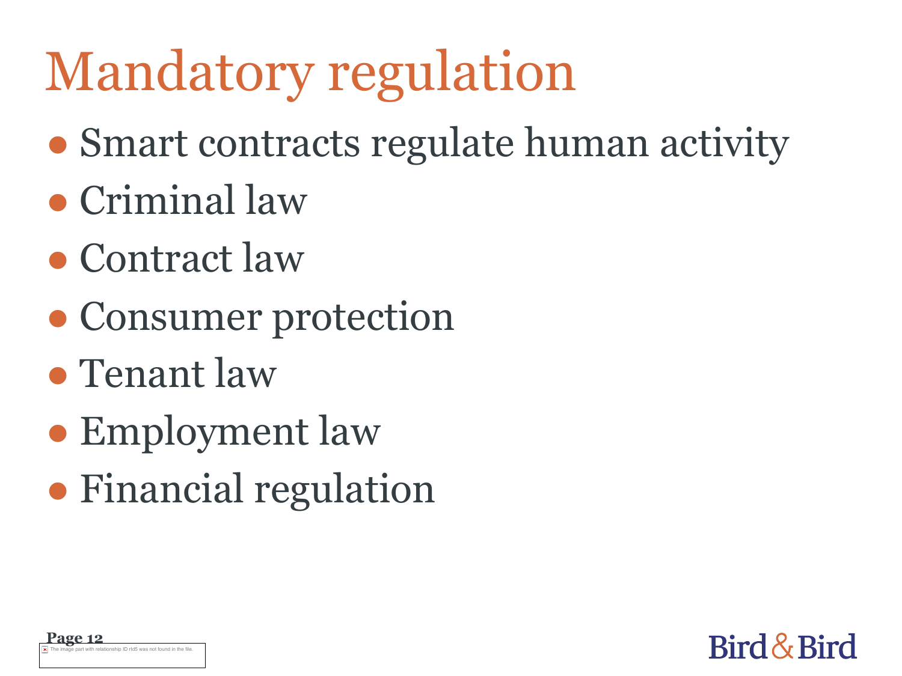# Mandatory regulation

- Smart contracts regulate human activity
- Criminal law
- Contract law
- Consumer protection
- Tenant law
- Employment law
- Financial regulation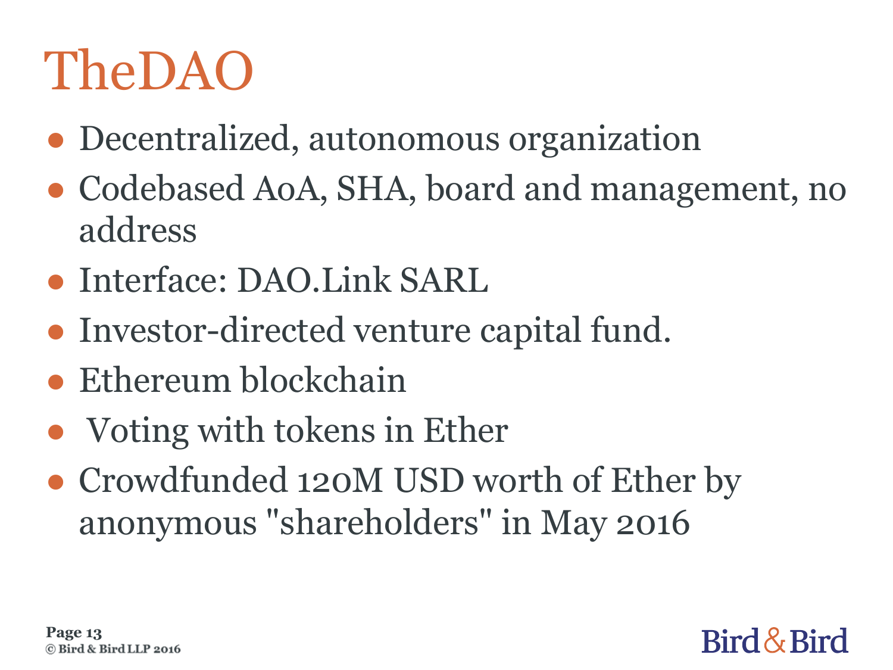# TheDAO

- Decentralized, autonomous organization
- Codebased AoA, SHA, board and management, no address
- Interface: DAO.Link SARL
- Investor-directed venture capital fund.
- Ethereum blockchain
- Voting with tokens in Ether
- Crowdfunded 120M USD worth of Ether by anonymous "shareholders" in May 2016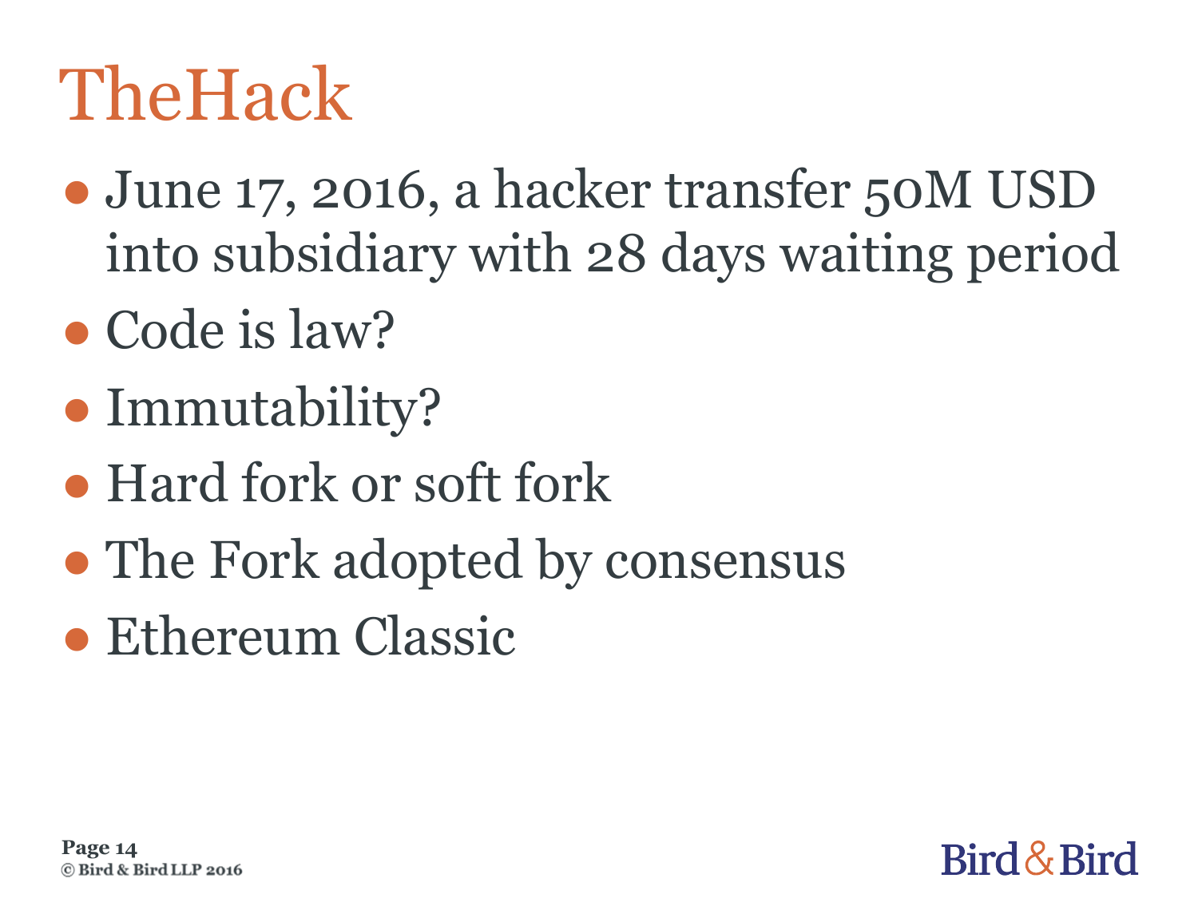# TheHack

- June 17, 2016, a hacker transfer 50M USD into subsidiary with 28 days waiting period
- Code is law?
- Immutability?
- Hard fork or soft fork
- The Fork adopted by consensus
- Ethereum Classic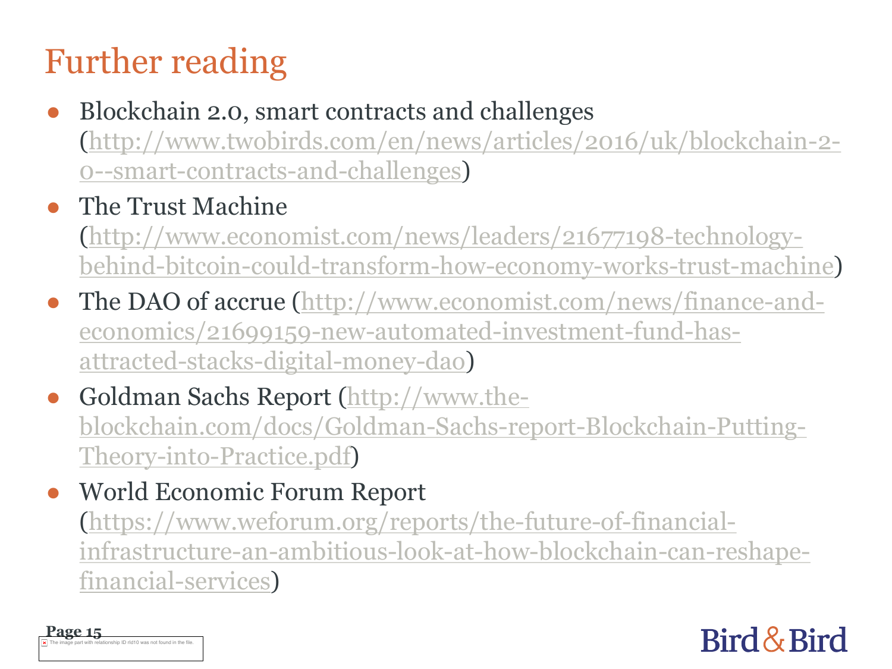# Further reading

- Blockchain 2.0, smart contracts and challenges (http://www.twobirds.com/en/news/articles/2016/uk/blockchain-2-0--smart-contracts-and-challenges)
- The Trust Machine (http://www.economist.com/news/leaders/21677198-technology-behind-bitcoin-could-transform-how-economy-works-trust-machine)
- The DAO of accrue (http://www.economist.com/news/finance-and-economics/21699159-new-automated-investment-fund-has-attracted-stacks-digital-money-dao)
- Goldman Sachs Report (http://www.the-blockchain.com/docs/Goldman-Sachs-report-Blockchain-Putting-Theory-into-Practice.pdf)
- World Economic Forum Report (https://www.weforum.org/reports/the-future-of-financial-infrastructure-an-ambitious-look-at-how-blockchain-can-reshape-financial-services)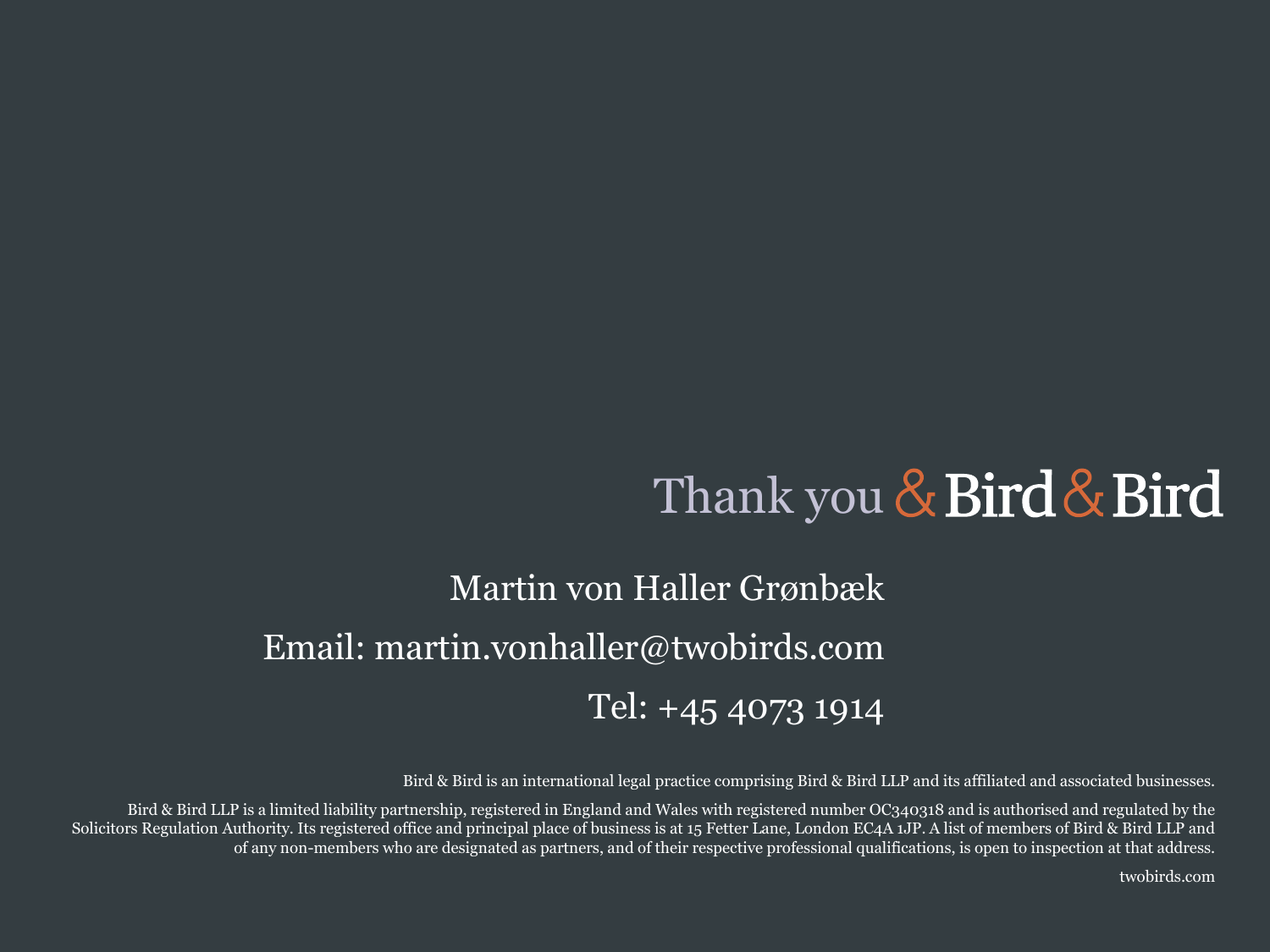Thank you & Bird & Bird

Martin von Haller Grønbæk

Email: martin.vonhaller@twobirds.com

Tel: +45 4073 1914

Bird & Bird is an international legal practice comprising Bird & Bird LLP and its affiliated and associated businesses.

Bird & Bird LLP is a limited liability partnership, registered in England and Wales with registered number OC340318 and is authorised and regulated by the Solicitors Regulation Authority. Its registered office and principal place of business is at 15 Fetter Lane, London EC4A 1JP. A list of members of Bird & Bird LLP and of any non-members who are designated as partners, and of their respective professional qualifications, is open to inspection at that address.

twobirds.com